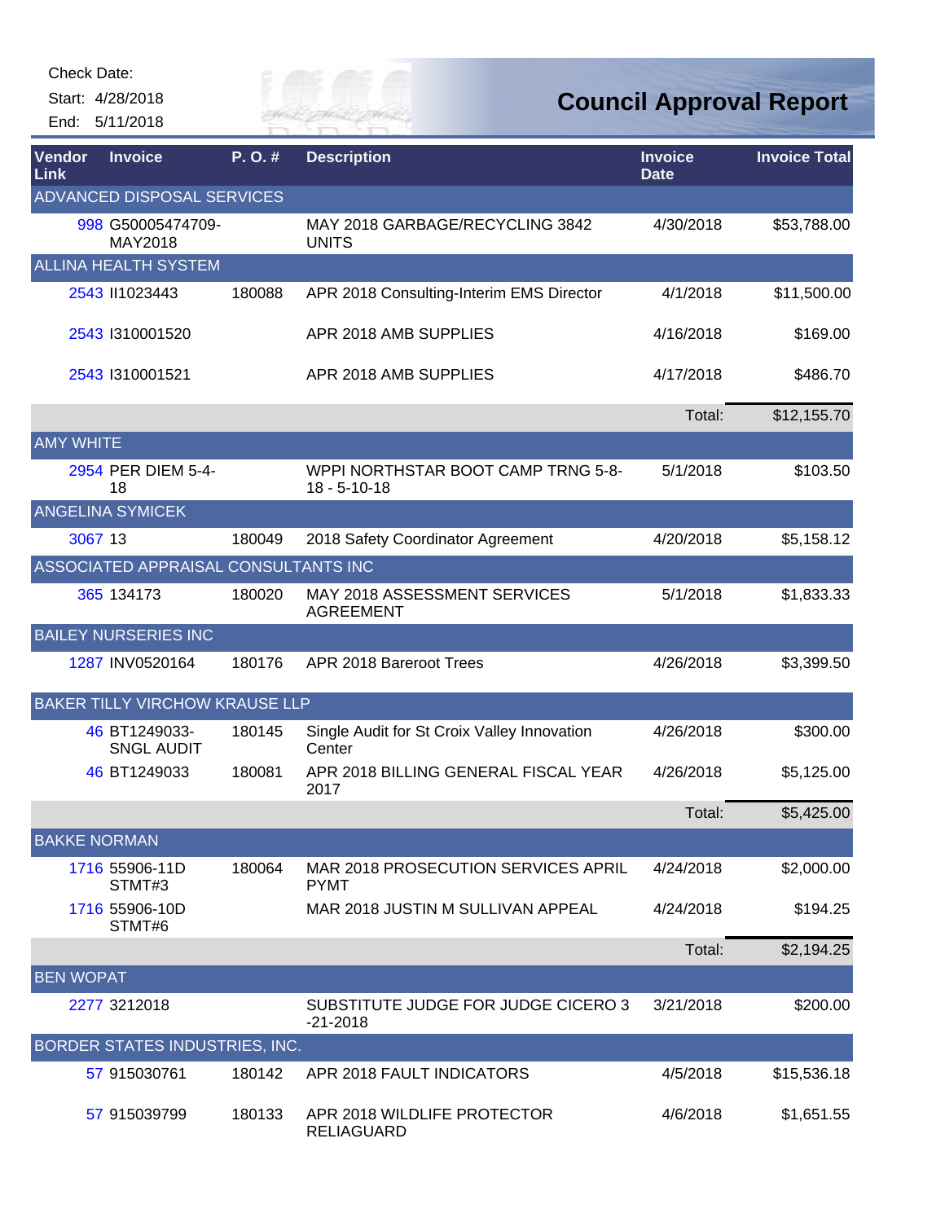Check Date:

Start: 4/28/2018

End: 5/11/2018

# Council Approval Report

| Vendor Link | Invoice | P. O. # | Description | Invoice Date | Invoice Total |
|---|---|---|---|---|---|
| ADVANCED DISPOSAL SERVICES | | | | | |
| 998 | G50005474709-MAY2018 | | MAY 2018 GARBAGE/RECYCLING 3842 UNITS | 4/30/2018 | $53,788.00 |
| ALLINA HEALTH SYSTEM | | | | | |
| 2543 | II1023443 | 180088 | APR 2018 Consulting-Interim EMS Director | 4/1/2018 | $11,500.00 |
| 2543 | I310001520 | | APR 2018 AMB SUPPLIES | 4/16/2018 | $169.00 |
| 2543 | I310001521 | | APR 2018 AMB SUPPLIES | 4/17/2018 | $486.70 |
| | | | | Total: | $12,155.70 |
| AMY WHITE | | | | | |
| 2954 | PER DIEM 5-4-18 | | WPPI NORTHSTAR BOOT CAMP TRNG 5-8-18 - 5-10-18 | 5/1/2018 | $103.50 |
| ANGELINA SYMICEK | | | | | |
| 3067 | 13 | 180049 | 2018 Safety Coordinator Agreement | 4/20/2018 | $5,158.12 |
| ASSOCIATED APPRAISAL CONSULTANTS INC | | | | | |
| 365 | 134173 | 180020 | MAY 2018 ASSESSMENT SERVICES AGREEMENT | 5/1/2018 | $1,833.33 |
| BAILEY NURSERIES INC | | | | | |
| 1287 | INV0520164 | 180176 | APR 2018 Bareroot Trees | 4/26/2018 | $3,399.50 |
| BAKER TILLY VIRCHOW KRAUSE LLP | | | | | |
| 46 | BT1249033-SNGL AUDIT | 180145 | Single Audit for St Croix Valley Innovation Center | 4/26/2018 | $300.00 |
| 46 | BT1249033 | 180081 | APR 2018 BILLING GENERAL FISCAL YEAR 2017 | 4/26/2018 | $5,125.00 |
| | | | | Total: | $5,425.00 |
| BAKKE NORMAN | | | | | |
| 1716 | 55906-11D STMT#3 | 180064 | MAR 2018 PROSECUTION SERVICES APRIL PYMT | 4/24/2018 | $2,000.00 |
| 1716 | 55906-10D STMT#6 | | MAR 2018 JUSTIN M SULLIVAN APPEAL | 4/24/2018 | $194.25 |
| | | | | Total: | $2,194.25 |
| BEN WOPAT | | | | | |
| 2277 | 3212018 | | SUBSTITUTE JUDGE FOR JUDGE CICERO 3-21-2018 | 3/21/2018 | $200.00 |
| BORDER STATES INDUSTRIES, INC. | | | | | |
| 57 | 915030761 | 180142 | APR 2018 FAULT INDICATORS | 4/5/2018 | $15,536.18 |
| 57 | 915039799 | 180133 | APR 2018 WILDLIFE PROTECTOR RELIAGUARD | 4/6/2018 | $1,651.55 |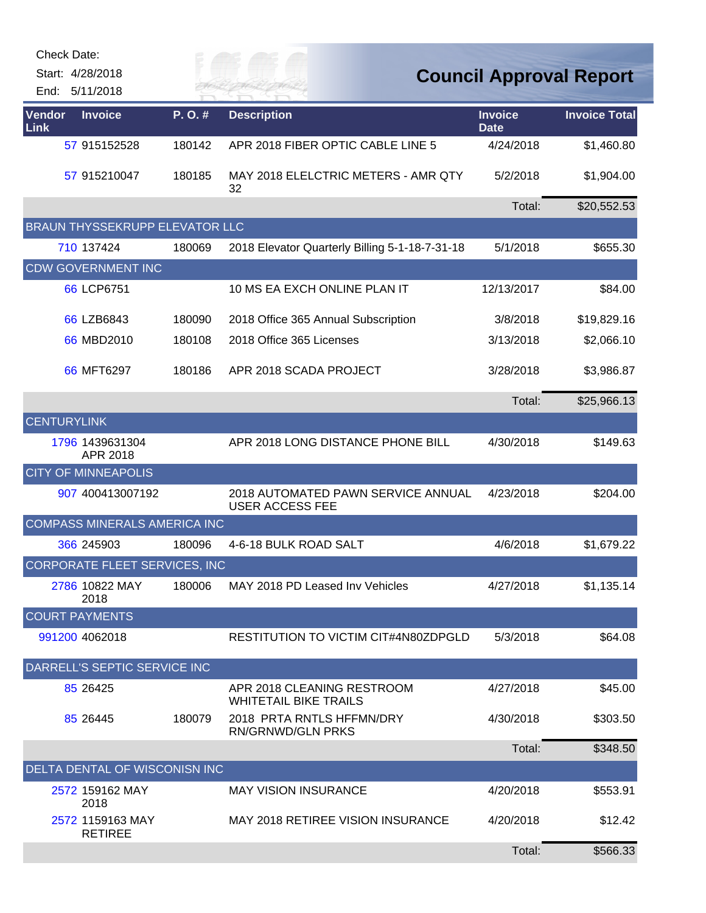Check Date:
Start: 4/28/2018
End: 5/11/2018

# Council Approval Report

| Vendor Link | Invoice | P. O. # | Description | Invoice Date | Invoice Total |
|---|---|---|---|---|---|
| 57 | 915152528 | 180142 | APR 2018 FIBER OPTIC CABLE LINE 5 | 4/24/2018 | $1,460.80 |
| 57 | 915210047 | 180185 | MAY 2018 ELELCTRIC METERS - AMR QTY 32 | 5/2/2018 | $1,904.00 |
| | | | | Total: | $20,552.53 |
| BRAUN THYSSEKRUPP ELEVATOR LLC | | | | | |
| 710 | 137424 | 180069 | 2018 Elevator Quarterly Billing 5-1-18-7-31-18 | 5/1/2018 | $655.30 |
| CDW GOVERNMENT INC | | | | | |
| 66 | LCP6751 | | 10 MS EA EXCH ONLINE PLAN IT | 12/13/2017 | $84.00 |
| 66 | LZB6843 | 180090 | 2018 Office 365 Annual Subscription | 3/8/2018 | $19,829.16 |
| 66 | MBD2010 | 180108 | 2018 Office 365 Licenses | 3/13/2018 | $2,066.10 |
| 66 | MFT6297 | 180186 | APR 2018 SCADA PROJECT | 3/28/2018 | $3,986.87 |
| | | | | Total: | $25,966.13 |
| CENTURYLINK | | | | | |
| 1796 | 1439631304 APR 2018 | | APR 2018 LONG DISTANCE PHONE BILL | 4/30/2018 | $149.63 |
| CITY OF MINNEAPOLIS | | | | | |
| 907 | 400413007192 | | 2018 AUTOMATED PAWN SERVICE ANNUAL USER ACCESS FEE | 4/23/2018 | $204.00 |
| COMPASS MINERALS AMERICA INC | | | | | |
| 366 | 245903 | 180096 | 4-6-18 BULK ROAD SALT | 4/6/2018 | $1,679.22 |
| CORPORATE FLEET SERVICES, INC | | | | | |
| 2786 | 10822 MAY 2018 | 180006 | MAY 2018 PD Leased Inv Vehicles | 4/27/2018 | $1,135.14 |
| COURT PAYMENTS | | | | | |
| 991200 | 4062018 | | RESTITUTION TO VICTIM CIT#4N80ZDPGLD | 5/3/2018 | $64.08 |
| DARRELL'S SEPTIC SERVICE INC | | | | | |
| 85 | 26425 | | APR 2018 CLEANING RESTROOM WHITETAIL BIKE TRAILS | 4/27/2018 | $45.00 |
| 85 | 26445 | 180079 | 2018 PRTA RNTLS HFFMN/DRY RN/GRNWD/GLN PRKS | 4/30/2018 | $303.50 |
| | | | | Total: | $348.50 |
| DELTA DENTAL OF WISCONISN INC | | | | | |
| 2572 | 159162 MAY 2018 | | MAY VISION INSURANCE | 4/20/2018 | $553.91 |
| 2572 | 1159163 MAY RETIREE | | MAY 2018 RETIREE VISION INSURANCE | 4/20/2018 | $12.42 |
| | | | | Total: | $566.33 |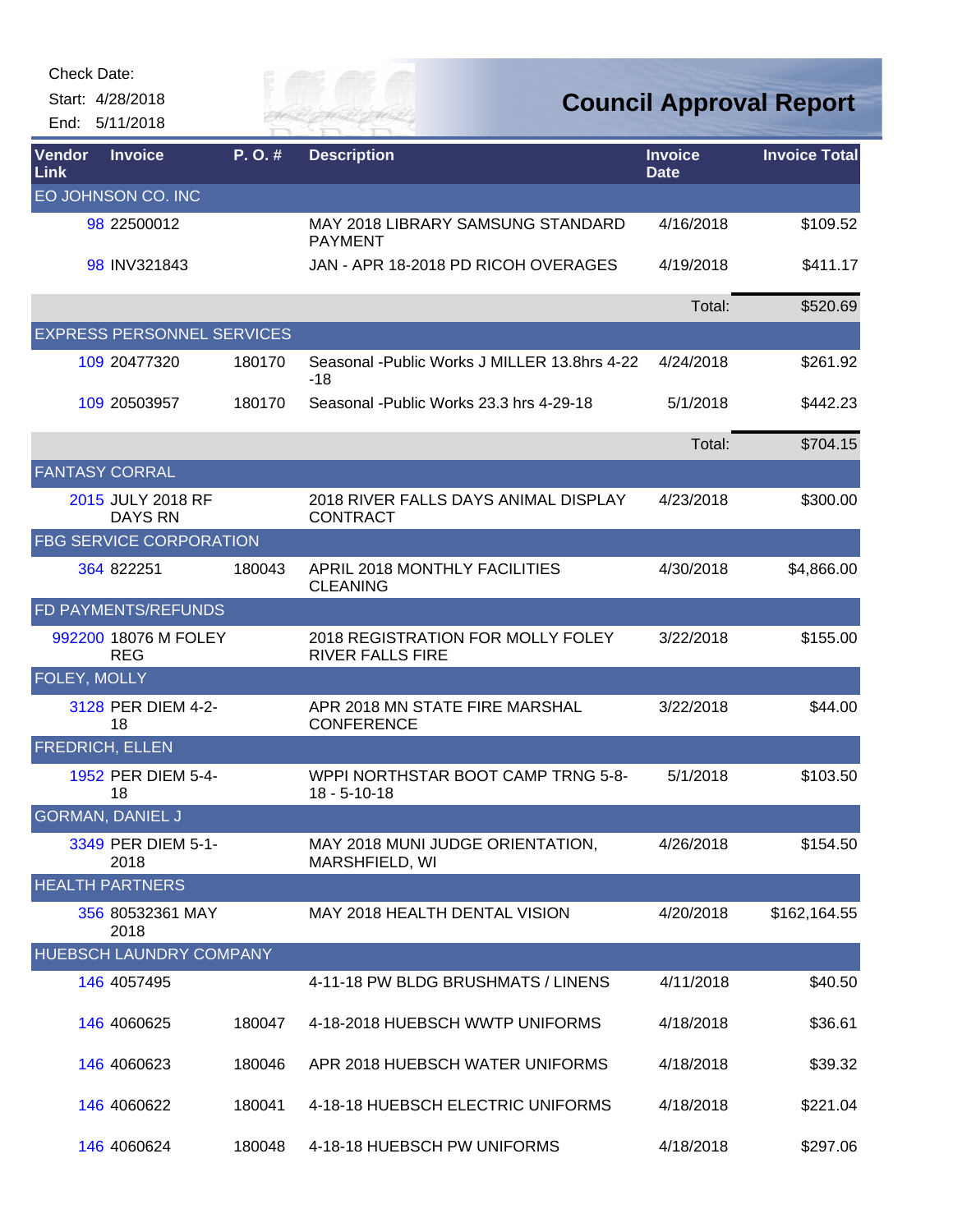Check Date:

Start: 4/28/2018

End: 5/11/2018

# Council Approval Report

| Vendor Link | Invoice | P. O. # | Description | Invoice Date | Invoice Total |
|---|---|---|---|---|---|
| EO JOHNSON CO. INC | | | | | |
| 98 | 22500012 | | MAY 2018 LIBRARY SAMSUNG STANDARD PAYMENT | 4/16/2018 | $109.52 |
| 98 | INV321843 | | JAN - APR 18-2018 PD RICOH OVERAGES | 4/19/2018 | $411.17 |
| | | | | Total: | $520.69 |
| EXPRESS PERSONNEL SERVICES | | | | | |
| 109 | 20477320 | 180170 | Seasonal -Public Works J MILLER 13.8hrs 4-22 -18 | 4/24/2018 | $261.92 |
| 109 | 20503957 | 180170 | Seasonal -Public Works 23.3 hrs 4-29-18 | 5/1/2018 | $442.23 |
| | | | | Total: | $704.15 |
| FANTASY CORRAL | | | | | |
| 2015 | JULY 2018 RF DAYS RN | | 2018 RIVER FALLS DAYS ANIMAL DISPLAY CONTRACT | 4/23/2018 | $300.00 |
| FBG SERVICE CORPORATION | | | | | |
| 364 | 822251 | 180043 | APRIL 2018 MONTHLY FACILITIES CLEANING | 4/30/2018 | $4,866.00 |
| FD PAYMENTS/REFUNDS | | | | | |
| 992200 | 18076 M FOLEY REG | | 2018 REGISTRATION FOR MOLLY FOLEY RIVER FALLS FIRE | 3/22/2018 | $155.00 |
| FOLEY, MOLLY | | | | | |
| 3128 | PER DIEM 4-2-18 | | APR 2018 MN STATE FIRE MARSHAL CONFERENCE | 3/22/2018 | $44.00 |
| FREDRICH, ELLEN | | | | | |
| 1952 | PER DIEM 5-4-18 | | WPPI NORTHSTAR BOOT CAMP TRNG 5-8-18 - 5-10-18 | 5/1/2018 | $103.50 |
| GORMAN, DANIEL J | | | | | |
| 3349 | PER DIEM 5-1-2018 | | MAY 2018 MUNI JUDGE ORIENTATION, MARSHFIELD, WI | 4/26/2018 | $154.50 |
| HEALTH PARTNERS | | | | | |
| 356 | 80532361 MAY 2018 | | MAY 2018 HEALTH DENTAL VISION | 4/20/2018 | $162,164.55 |
| HUEBSCH LAUNDRY COMPANY | | | | | |
| 146 | 4057495 | | 4-11-18 PW BLDG BRUSHMATS / LINENS | 4/11/2018 | $40.50 |
| 146 | 4060625 | 180047 | 4-18-2018 HUEBSCH WWTP UNIFORMS | 4/18/2018 | $36.61 |
| 146 | 4060623 | 180046 | APR 2018 HUEBSCH WATER UNIFORMS | 4/18/2018 | $39.32 |
| 146 | 4060622 | 180041 | 4-18-18 HUEBSCH ELECTRIC UNIFORMS | 4/18/2018 | $221.04 |
| 146 | 4060624 | 180048 | 4-18-18 HUEBSCH PW UNIFORMS | 4/18/2018 | $297.06 |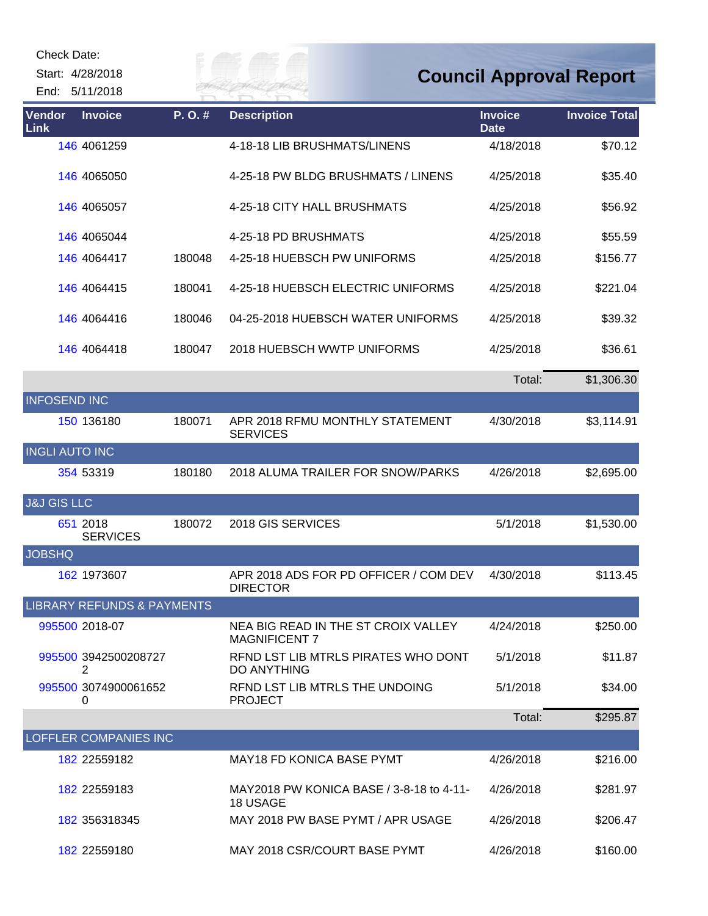Check Date:

Start: 4/28/2018

End: 5/11/2018

# Council Approval Report

| Vendor Link | Invoice | P. O. # | Description | Invoice Date | Invoice Total |
|---|---|---|---|---|---|
| 146 | 4061259 | | 4-18-18 LIB BRUSHMATS/LINENS | 4/18/2018 | $70.12 |
| 146 | 4065050 | | 4-25-18 PW BLDG BRUSHMATS / LINENS | 4/25/2018 | $35.40 |
| 146 | 4065057 | | 4-25-18 CITY HALL BRUSHMATS | 4/25/2018 | $56.92 |
| 146 | 4065044 | | 4-25-18 PD BRUSHMATS | 4/25/2018 | $55.59 |
| 146 | 4064417 | 180048 | 4-25-18 HUEBSCH PW UNIFORMS | 4/25/2018 | $156.77 |
| 146 | 4064415 | 180041 | 4-25-18 HUEBSCH ELECTRIC UNIFORMS | 4/25/2018 | $221.04 |
| 146 | 4064416 | 180046 | 04-25-2018 HUEBSCH WATER UNIFORMS | 4/25/2018 | $39.32 |
| 146 | 4064418 | 180047 | 2018 HUEBSCH WWTP UNIFORMS | 4/25/2018 | $36.61 |
| | | | | Total: | $1,306.30 |
| INFOSEND INC | | | | | |
| 150 | 136180 | 180071 | APR 2018 RFMU MONTHLY STATEMENT SERVICES | 4/30/2018 | $3,114.91 |
| INGLI AUTO INC | | | | | |
| 354 | 53319 | 180180 | 2018 ALUMA TRAILER FOR SNOW/PARKS | 4/26/2018 | $2,695.00 |
| J&J GIS LLC | | | | | |
| 651 | 2018 SERVICES | 180072 | 2018 GIS SERVICES | 5/1/2018 | $1,530.00 |
| JOBSHQ | | | | | |
| 162 | 1973607 | | APR 2018 ADS FOR PD OFFICER / COM DEV DIRECTOR | 4/30/2018 | $113.45 |
| LIBRARY REFUNDS & PAYMENTS | | | | | |
| 995500 | 2018-07 | | NEA BIG READ IN THE ST CROIX VALLEY MAGNIFICENT 7 | 4/24/2018 | $250.00 |
| 995500 | 39425002087272 | | RFND LST LIB MTRLS PIRATES WHO DONT DO ANYTHING | 5/1/2018 | $11.87 |
| 995500 | 30749000616520 | | RFND LST LIB MTRLS THE UNDOING PROJECT | 5/1/2018 | $34.00 |
| | | | | Total: | $295.87 |
| LOFFLER COMPANIES INC | | | | | |
| 182 | 22559182 | | MAY18 FD KONICA BASE PYMT | 4/26/2018 | $216.00 |
| 182 | 22559183 | | MAY2018 PW KONICA BASE / 3-8-18 to 4-11-18 USAGE | 4/26/2018 | $281.97 |
| 182 | 356318345 | | MAY 2018 PW BASE PYMT / APR USAGE | 4/26/2018 | $206.47 |
| 182 | 22559180 | | MAY 2018 CSR/COURT BASE PYMT | 4/26/2018 | $160.00 |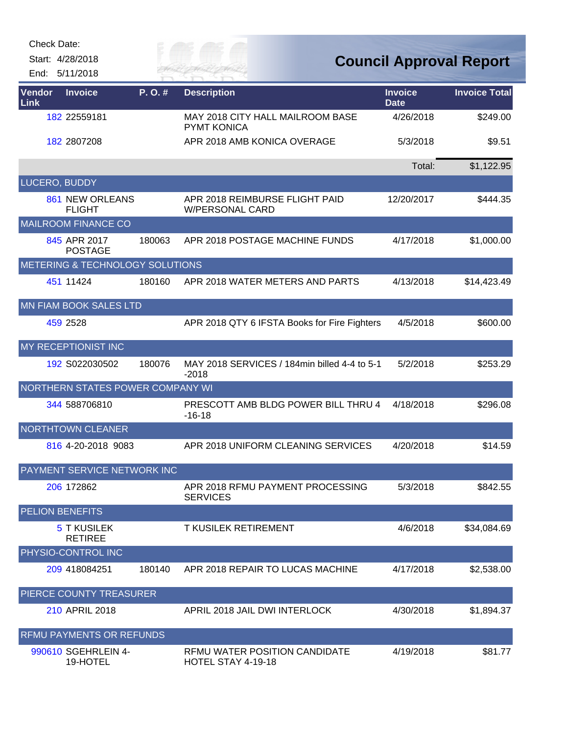Check Date:

Start: 4/28/2018

End: 5/11/2018

# Council Approval Report

| Vendor Link | Invoice | P. O. # | Description | Invoice Date | Invoice Total |
|---|---|---|---|---|---|
| 182 | 22559181 | | MAY 2018 CITY HALL MAILROOM BASE PYMT KONICA | 4/26/2018 | $249.00 |
| 182 | 2807208 | | APR 2018 AMB KONICA OVERAGE | 5/3/2018 | $9.51 |
| | | | | Total: | $1,122.95 |
| LUCERO, BUDDY | | | | | |
| 861 | NEW ORLEANS FLIGHT | | APR 2018 REIMBURSE FLIGHT PAID W/PERSONAL CARD | 12/20/2017 | $444.35 |
| MAILROOM FINANCE CO | | | | | |
| 845 | APR 2017 POSTAGE | 180063 | APR 2018 POSTAGE MACHINE FUNDS | 4/17/2018 | $1,000.00 |
| METERING & TECHNOLOGY SOLUTIONS | | | | | |
| 451 | 11424 | 180160 | APR 2018 WATER METERS AND PARTS | 4/13/2018 | $14,423.49 |
| MN FIAM BOOK SALES LTD | | | | | |
| 459 | 2528 | | APR 2018 QTY 6 IFSTA Books for Fire Fighters | 4/5/2018 | $600.00 |
| MY RECEPTIONIST INC | | | | | |
| 192 | S022030502 | 180076 | MAY 2018 SERVICES / 184min billed 4-4 to 5-1-2018 | 5/2/2018 | $253.29 |
| NORTHERN STATES POWER COMPANY WI | | | | | |
| 344 | 588706810 | | PRESCOTT AMB BLDG POWER BILL THRU 4-16-18 | 4/18/2018 | $296.08 |
| NORTHTOWN CLEANER | | | | | |
| 816 | 4-20-2018 9083 | | APR 2018 UNIFORM CLEANING SERVICES | 4/20/2018 | $14.59 |
| PAYMENT SERVICE NETWORK INC | | | | | |
| 206 | 172862 | | APR 2018 RFMU PAYMENT PROCESSING SERVICES | 5/3/2018 | $842.55 |
| PELION BENEFITS | | | | | |
| 5 | T KUSILEK RETIREE | | T KUSILEK RETIREMENT | 4/6/2018 | $34,084.69 |
| PHYSIO-CONTROL INC | | | | | |
| 209 | 418084251 | 180140 | APR 2018 REPAIR TO LUCAS MACHINE | 4/17/2018 | $2,538.00 |
| PIERCE COUNTY TREASURER | | | | | |
| 210 | APRIL 2018 | | APRIL 2018 JAIL DWI INTERLOCK | 4/30/2018 | $1,894.37 |
| RFMU PAYMENTS OR REFUNDS | | | | | |
| 990610 | SGEHRLEIN 4-19-HOTEL | | RFMU WATER POSITION CANDIDATE HOTEL STAY 4-19-18 | 4/19/2018 | $81.77 |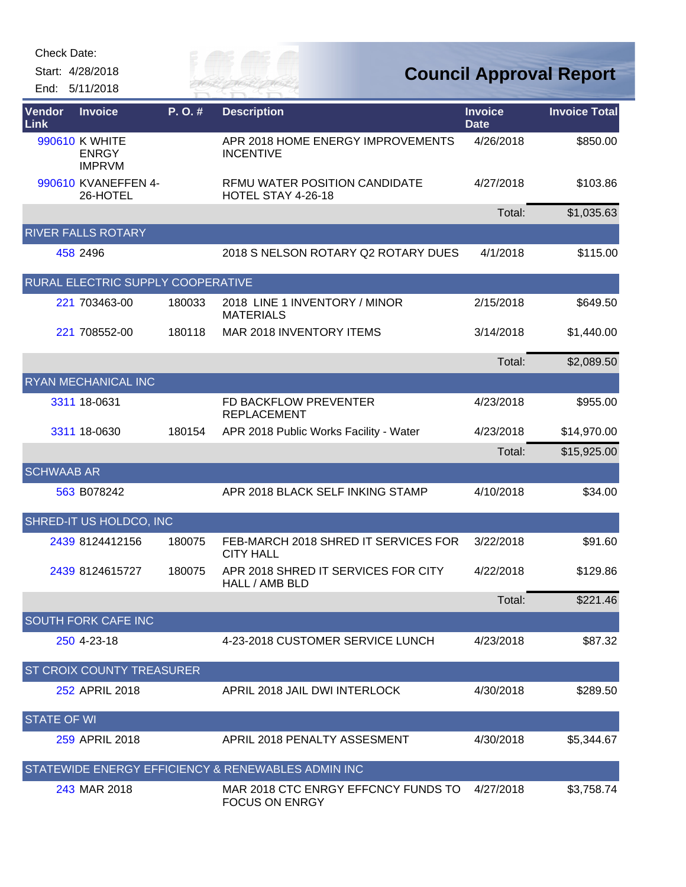Check Date:

Start: 4/28/2018

End: 5/11/2018

# Council Approval Report

| Vendor Link | Invoice | P. O. # | Description | Invoice Date | Invoice Total |
|---|---|---|---|---|---|
| 990610 | K WHITE ENRGY IMPRVM | | APR 2018 HOME ENERGY IMPROVEMENTS INCENTIVE | 4/26/2018 | $850.00 |
| 990610 | KVANEFFEN 4-26-HOTEL | | RFMU WATER POSITION CANDIDATE HOTEL STAY 4-26-18 | 4/27/2018 | $103.86 |
| | | | | Total: | $1,035.63 |
| RIVER FALLS ROTARY | | | | | |
| 458 | 2496 | | 2018 S NELSON ROTARY Q2 ROTARY DUES | 4/1/2018 | $115.00 |
| RURAL ELECTRIC SUPPLY COOPERATIVE | | | | | |
| 221 | 703463-00 | 180033 | 2018 LINE 1 INVENTORY / MINOR MATERIALS | 2/15/2018 | $649.50 |
| 221 | 708552-00 | 180118 | MAR 2018 INVENTORY ITEMS | 3/14/2018 | $1,440.00 |
| | | | | Total: | $2,089.50 |
| RYAN MECHANICAL INC | | | | | |
| 3311 | 18-0631 | | FD BACKFLOW PREVENTER REPLACEMENT | 4/23/2018 | $955.00 |
| 3311 | 18-0630 | 180154 | APR 2018 Public Works Facility - Water | 4/23/2018 | $14,970.00 |
| | | | | Total: | $15,925.00 |
| SCHWAAB AR | | | | | |
| 563 | B078242 | | APR 2018 BLACK SELF INKING STAMP | 4/10/2018 | $34.00 |
| SHRED-IT US HOLDCO, INC | | | | | |
| 2439 | 8124412156 | 180075 | FEB-MARCH 2018 SHRED IT SERVICES FOR CITY HALL | 3/22/2018 | $91.60 |
| 2439 | 8124615727 | 180075 | APR 2018 SHRED IT SERVICES FOR CITY HALL / AMB BLD | 4/22/2018 | $129.86 |
| | | | | Total: | $221.46 |
| SOUTH FORK CAFE INC | | | | | |
| 250 | 4-23-18 | | 4-23-2018 CUSTOMER SERVICE LUNCH | 4/23/2018 | $87.32 |
| ST CROIX COUNTY TREASURER | | | | | |
| 252 | APRIL 2018 | | APRIL 2018 JAIL DWI INTERLOCK | 4/30/2018 | $289.50 |
| STATE OF WI | | | | | |
| 259 | APRIL 2018 | | APRIL 2018 PENALTY ASSESMENT | 4/30/2018 | $5,344.67 |
| STATEWIDE ENERGY EFFICIENCY & RENEWABLES ADMIN INC | | | | | |
| 243 | MAR 2018 | | MAR 2018 CTC ENRGY EFFCNCY FUNDS TO FOCUS ON ENRGY | 4/27/2018 | $3,758.74 |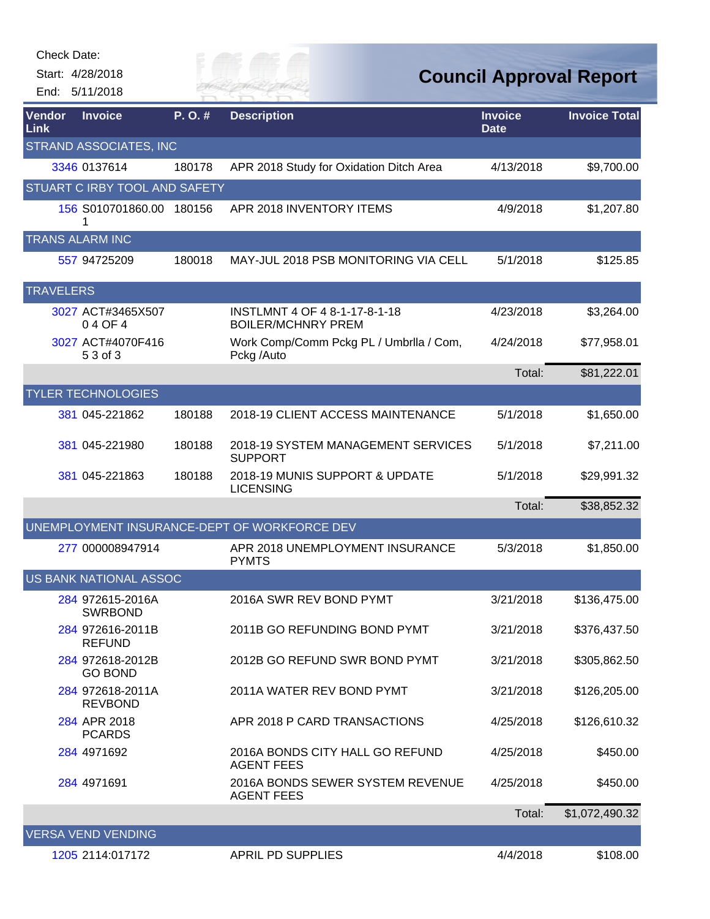Check Date:

Start: 4/28/2018

End: 5/11/2018

# Council Approval Report

| Vendor Link | Invoice | P. O. # | Description | Invoice Date | Invoice Total |
|---|---|---|---|---|---|
| STRAND ASSOCIATES, INC | | | | | |
| 3346 | 0137614 | 180178 | APR 2018 Study for Oxidation Ditch Area | 4/13/2018 | $9,700.00 |
| STUART C IRBY TOOL AND SAFETY | | | | | |
| 156 | S010701860.001 | 180156 | APR 2018 INVENTORY ITEMS | 4/9/2018 | $1,207.80 |
| TRANS ALARM INC | | | | | |
| 557 | 94725209 | 180018 | MAY-JUL 2018 PSB MONITORING VIA CELL | 5/1/2018 | $125.85 |
| TRAVELERS | | | | | |
| 3027 | ACT#3465X507 0 4 OF 4 | | INSTLMNT 4 OF 4 8-1-17-8-1-18 BOILER/MCHNRY PREM | 4/23/2018 | $3,264.00 |
| 3027 | ACT#4070F416 5 3 of 3 | | Work Comp/Comm Pckg PL / Umbrlla / Com, Pckg /Auto | 4/24/2018 | $77,958.01 |
| | | | | Total: | $81,222.01 |
| TYLER TECHNOLOGIES | | | | | |
| 381 | 045-221862 | 180188 | 2018-19 CLIENT ACCESS MAINTENANCE | 5/1/2018 | $1,650.00 |
| 381 | 045-221980 | 180188 | 2018-19 SYSTEM MANAGEMENT SERVICES SUPPORT | 5/1/2018 | $7,211.00 |
| 381 | 045-221863 | 180188 | 2018-19 MUNIS SUPPORT & UPDATE LICENSING | 5/1/2018 | $29,991.32 |
| | | | | Total: | $38,852.32 |
| UNEMPLOYMENT INSURANCE-DEPT OF WORKFORCE DEV | | | | | |
| 277 | 000008947914 | | APR 2018 UNEMPLOYMENT INSURANCE PYMTS | 5/3/2018 | $1,850.00 |
| US BANK NATIONAL ASSOC | | | | | |
| 284 | 972615-2016A SWRBOND | | 2016A SWR REV BOND PYMT | 3/21/2018 | $136,475.00 |
| 284 | 972616-2011B REFUND | | 2011B GO REFUNDING BOND PYMT | 3/21/2018 | $376,437.50 |
| 284 | 972618-2012B GO BOND | | 2012B GO REFUND SWR BOND PYMT | 3/21/2018 | $305,862.50 |
| 284 | 972618-2011A REVBOND | | 2011A WATER REV BOND PYMT | 3/21/2018 | $126,205.00 |
| 284 | APR 2018 PCARDS | | APR 2018 P CARD TRANSACTIONS | 4/25/2018 | $126,610.32 |
| 284 | 4971692 | | 2016A BONDS CITY HALL GO REFUND AGENT FEES | 4/25/2018 | $450.00 |
| 284 | 4971691 | | 2016A BONDS SEWER SYSTEM REVENUE AGENT FEES | 4/25/2018 | $450.00 |
| | | | | Total: | $1,072,490.32 |
| VERSA VEND VENDING | | | | | |
| 1205 | 2114:017172 | | APRIL PD SUPPLIES | 4/4/2018 | $108.00 |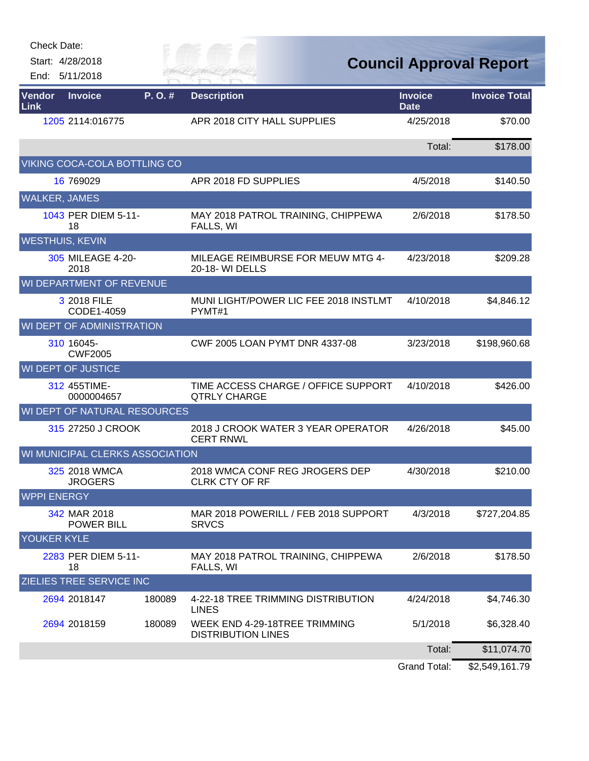Check Date:

Start: 4/28/2018

End: 5/11/2018

# Council Approval Report

| Vendor Link | Invoice | P. O. # | Description | Invoice Date | Invoice Total |
|---|---|---|---|---|---|
| 1205 | 2114:016775 | | APR 2018 CITY HALL SUPPLIES | 4/25/2018 | $70.00 |
| | | | | Total: | $178.00 |
| **VIKING COCA-COLA BOTTLING CO** | | | | | |
| 16 | 769029 | | APR 2018 FD SUPPLIES | 4/5/2018 | $140.50 |
| **WALKER, JAMES** | | | | | |
| 1043 | PER DIEM 5-11-18 | | MAY 2018 PATROL TRAINING, CHIPPEWA FALLS, WI | 2/6/2018 | $178.50 |
| **WESTHUIS, KEVIN** | | | | | |
| 305 | MILEAGE 4-20-2018 | | MILEAGE REIMBURSE FOR MEUW MTG 4-20-18- WI DELLS | 4/23/2018 | $209.28 |
| **WI DEPARTMENT OF REVENUE** | | | | | |
| 3 | 2018 FILE CODE1-4059 | | MUNI LIGHT/POWER LIC FEE 2018 INSTLMT PYMT#1 | 4/10/2018 | $4,846.12 |
| **WI DEPT OF ADMINISTRATION** | | | | | |
| 310 | 16045-CWF2005 | | CWF 2005 LOAN PYMT DNR 4337-08 | 3/23/2018 | $198,960.68 |
| **WI DEPT OF JUSTICE** | | | | | |
| 312 | 455TIME-0000004657 | | TIME ACCESS CHARGE / OFFICE SUPPORT QTRLY CHARGE | 4/10/2018 | $426.00 |
| **WI DEPT OF NATURAL RESOURCES** | | | | | |
| 315 | 27250 J CROOK | | 2018 J CROOK WATER 3 YEAR OPERATOR CERT RNWL | 4/26/2018 | $45.00 |
| **WI MUNICIPAL CLERKS ASSOCIATION** | | | | | |
| 325 | 2018 WMCA JROGERS | | 2018 WMCA CONF REG JROGERS DEP CLRK CTY OF RF | 4/30/2018 | $210.00 |
| **WPPI ENERGY** | | | | | |
| 342 | MAR 2018 POWER BILL | | MAR 2018 POWERILL / FEB 2018 SUPPORT SRVCS | 4/3/2018 | $727,204.85 |
| **YOUKER KYLE** | | | | | |
| 2283 | PER DIEM 5-11-18 | | MAY 2018 PATROL TRAINING, CHIPPEWA FALLS, WI | 2/6/2018 | $178.50 |
| **ZIELIES TREE SERVICE INC** | | | | | |
| 2694 | 2018147 | 180089 | 4-22-18 TREE TRIMMING DISTRIBUTION LINES | 4/24/2018 | $4,746.30 |
| 2694 | 2018159 | 180089 | WEEK END 4-29-18TREE TRIMMING DISTRIBUTION LINES | 5/1/2018 | $6,328.40 |
| | | | | Total: | $11,074.70 |
| | | | | Grand Total: | $2,549,161.79 |